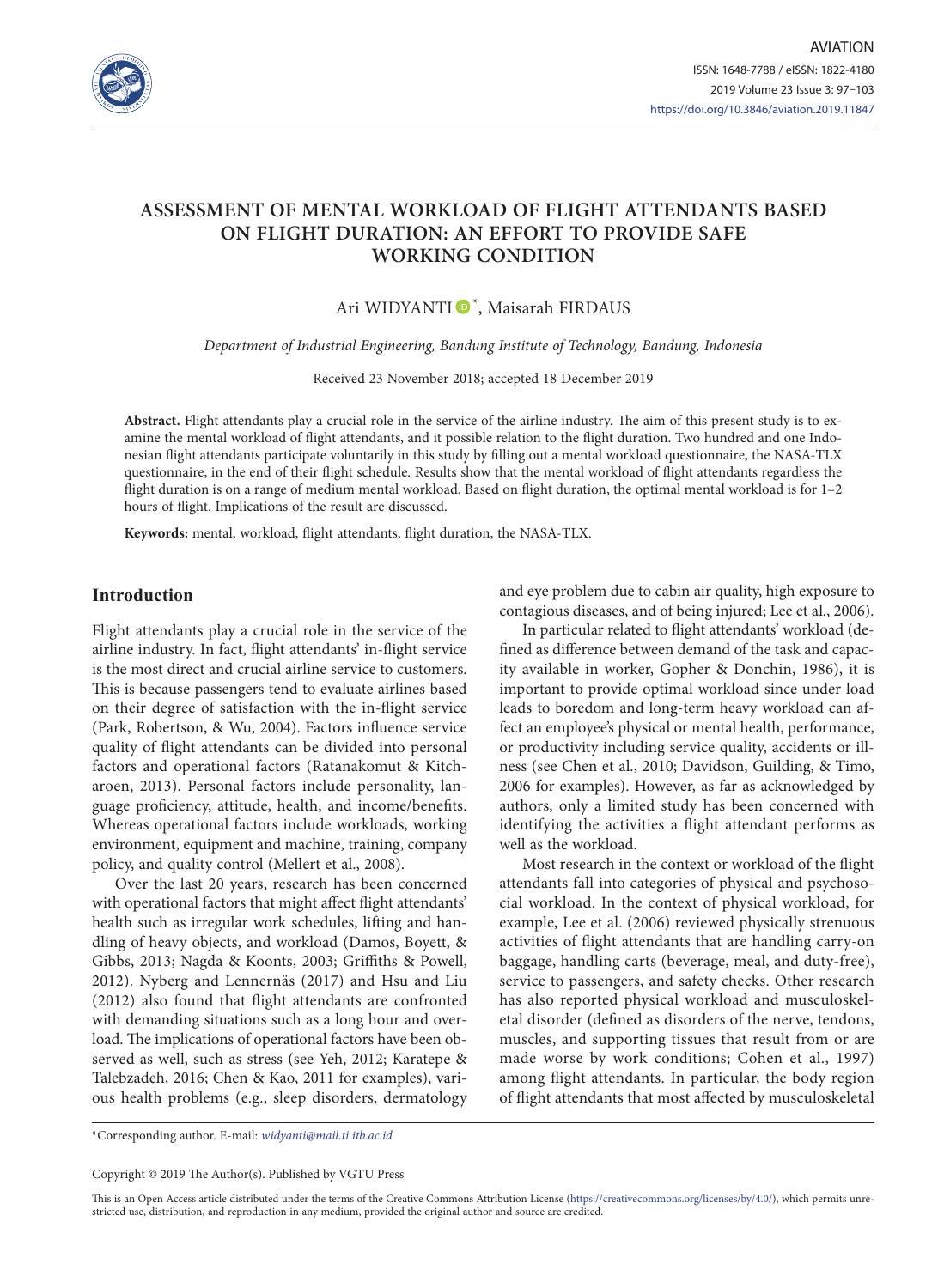# ASSESSMENT OF MENTAL WORKLOAD OF FLIGHT ATTENDANTS BASED ON FLIGHT DURATION: AN EFFORT TO PROVIDE SAFE WORKING CONDITION

Ari WIDYANTI *, Maisarah FIRDAUS

*Department of Industrial Engineering, Bandung Institute of Technology, Bandung, Indonesia*

Received 23 November 2018; accepted 18 December 2019

**Abstract.** Flight attendants play a crucial role in the service of the airline industry. The aim of this present study is to examine the mental workload of flight attendants, and it possible relation to the flight duration. Two hundred and one Indonesian flight attendants participate voluntarily in this study by filling out a mental workload questionnaire, the NASA-TLX questionnaire, in the end of their flight schedule. Results show that the mental workload of flight attendants regardless the flight duration is on a range of medium mental workload. Based on flight duration, the optimal mental workload is for 1–2 hours of flight. Implications of the result are discussed.

**Keywords:** mental, workload, flight attendants, flight duration, the NASA-TLX.

## Introduction

Flight attendants play a crucial role in the service of the airline industry. In fact, flight attendants' in-flight service is the most direct and crucial airline service to customers. This is because passengers tend to evaluate airlines based on their degree of satisfaction with the in-flight service (Park, Robertson, & Wu, 2004). Factors influence service quality of flight attendants can be divided into personal factors and operational factors (Ratanakomut & Kitcharoen, 2013). Personal factors include personality, language proficiency, attitude, health, and income/benefits. Whereas operational factors include workloads, working environment, equipment and machine, training, company policy, and quality control (Mellert et al., 2008).

Over the last 20 years, research has been concerned with operational factors that might affect flight attendants' health such as irregular work schedules, lifting and handling of heavy objects, and workload (Damos, Boyett, & Gibbs, 2013; Nagda & Koonts, 2003; Griffiths & Powell, 2012). Nyberg and Lennernäs (2017) and Hsu and Liu (2012) also found that flight attendants are confronted with demanding situations such as a long hour and overload. The implications of operational factors have been observed as well, such as stress (see Yeh, 2012; Karatepe & Talebzadeh, 2016; Chen & Kao, 2011 for examples), various health problems (e.g., sleep disorders, dermatology and eye problem due to cabin air quality, high exposure to contagious diseases, and of being injured; Lee et al., 2006).

In particular related to flight attendants' workload (defined as difference between demand of the task and capacity available in worker, Gopher & Donchin, 1986), it is important to provide optimal workload since under load leads to boredom and long-term heavy workload can affect an employee's physical or mental health, performance, or productivity including service quality, accidents or illness (see Chen et al., 2010; Davidson, Guilding, & Timo, 2006 for examples). However, as far as acknowledged by authors, only a limited study has been concerned with identifying the activities a flight attendant performs as well as the workload.

Most research in the context or workload of the flight attendants fall into categories of physical and psychosocial workload. In the context of physical workload, for example, Lee et al. (2006) reviewed physically strenuous activities of flight attendants that are handling carry-on baggage, handling carts (beverage, meal, and duty-free), service to passengers, and safety checks. Other research has also reported physical workload and musculoskeletal disorder (defined as disorders of the nerve, tendons, muscles, and supporting tissues that result from or are made worse by work conditions; Cohen et al., 1997) among flight attendants. In particular, the body region of flight attendants that most affected by musculoskeletal

*Corresponding author. E-mail: *widyanti@mail.ti.itb.ac.id*

Copyright © 2019 The Author(s). Published by VGTU Press

This is an Open Access article distributed under the terms of the Creative Commons Attribution License (https://creativecommons.org/licenses/by/4.0/), which permits unrestricted use, distribution, and reproduction in any medium, provided the original author and source are credited.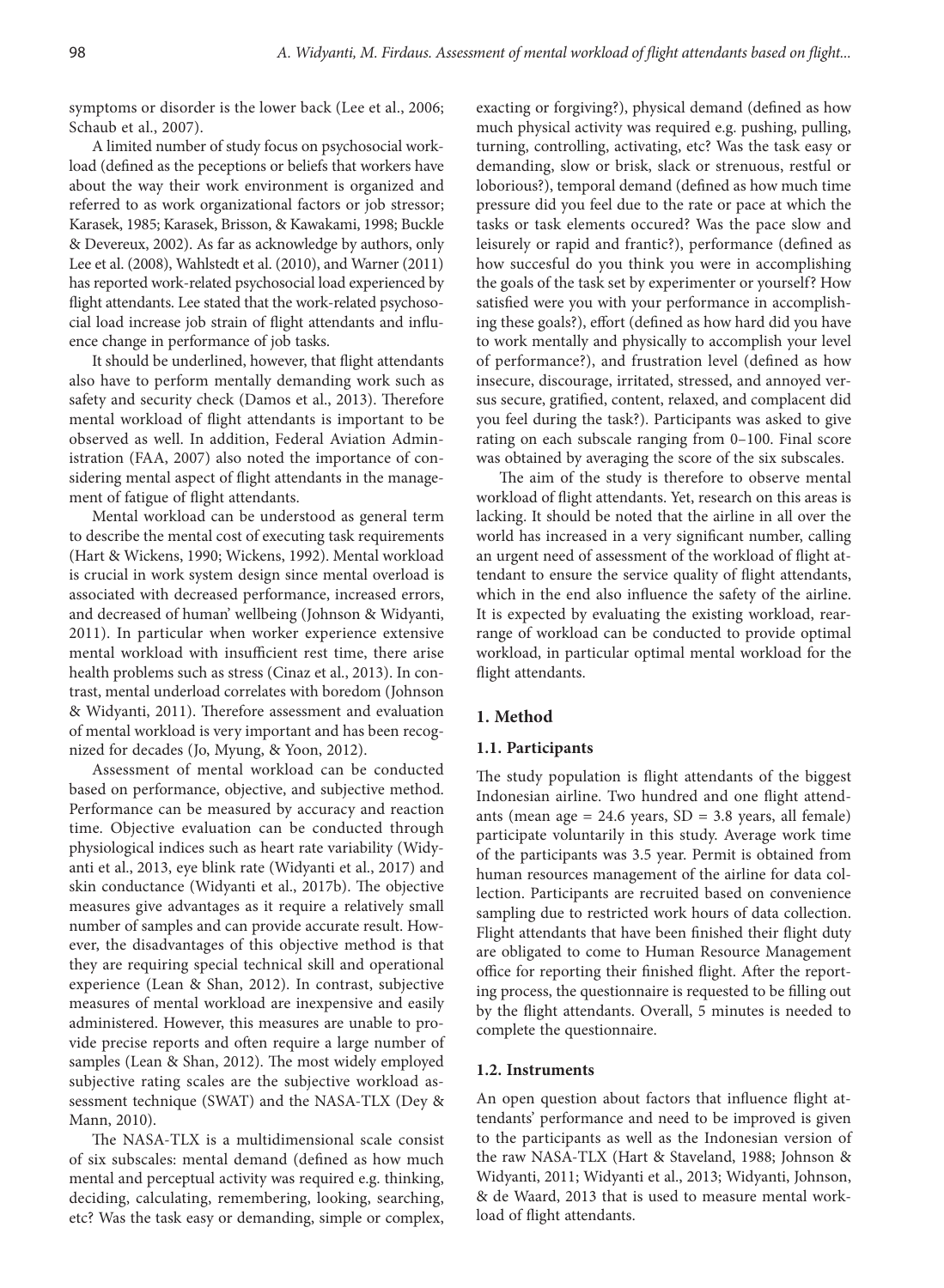symptoms or disorder is the lower back (Lee et al., 2006; Schaub et al., 2007).

A limited number of study focus on psychosocial workload (defined as the peceptions or beliefs that workers have about the way their work environment is organized and referred to as work organizational factors or job stressor; Karasek, 1985; Karasek, Brisson, & Kawakami, 1998; Buckle & Devereux, 2002). As far as acknowledge by authors, only Lee et al. (2008), Wahlstedt et al. (2010), and Warner (2011) has reported work-related psychosocial load experienced by flight attendants. Lee stated that the work-related psychosocial load increase job strain of flight attendants and influence change in performance of job tasks.

It should be underlined, however, that flight attendants also have to perform mentally demanding work such as safety and security check (Damos et al., 2013). Therefore mental workload of flight attendants is important to be observed as well. In addition, Federal Aviation Administration (FAA, 2007) also noted the importance of considering mental aspect of flight attendants in the management of fatigue of flight attendants.

Mental workload can be understood as general term to describe the mental cost of executing task requirements (Hart & Wickens, 1990; Wickens, 1992). Mental workload is crucial in work system design since mental overload is associated with decreased performance, increased errors, and decreased of human' wellbeing (Johnson & Widyanti, 2011). In particular when worker experience extensive mental workload with insufficient rest time, there arise health problems such as stress (Cinaz et al., 2013). In contrast, mental underload correlates with boredom (Johnson & Widyanti, 2011). Therefore assessment and evaluation of mental workload is very important and has been recognized for decades (Jo, Myung, & Yoon, 2012).

Assessment of mental workload can be conducted based on performance, objective, and subjective method. Performance can be measured by accuracy and reaction time. Objective evaluation can be conducted through physiological indices such as heart rate variability (Widyanti et al., 2013, eye blink rate (Widyanti et al., 2017) and skin conductance (Widyanti et al., 2017b). The objective measures give advantages as it require a relatively small number of samples and can provide accurate result. However, the disadvantages of this objective method is that they are requiring special technical skill and operational experience (Lean & Shan, 2012). In contrast, subjective measures of mental workload are inexpensive and easily administered. However, this measures are unable to provide precise reports and often require a large number of samples (Lean & Shan, 2012). The most widely employed subjective rating scales are the subjective workload assessment technique (SWAT) and the NASA-TLX (Dey & Mann, 2010).

The NASA-TLX is a multidimensional scale consist of six subscales: mental demand (defined as how much mental and perceptual activity was required e.g. thinking, deciding, calculating, remembering, looking, searching, etc? Was the task easy or demanding, simple or complex, exacting or forgiving?), physical demand (defined as how much physical activity was required e.g. pushing, pulling, turning, controlling, activating, etc? Was the task easy or demanding, slow or brisk, slack or strenuous, restful or loborious?), temporal demand (defined as how much time pressure did you feel due to the rate or pace at which the tasks or task elements occured? Was the pace slow and leisurely or rapid and frantic?), performance (defined as how succesful do you think you were in accomplishing the goals of the task set by experimenter or yourself? How satisfied were you with your performance in accomplishing these goals?), effort (defined as how hard did you have to work mentally and physically to accomplish your level of performance?), and frustration level (defined as how insecure, discourage, irritated, stressed, and annoyed versus secure, gratified, content, relaxed, and complacent did you feel during the task?). Participants was asked to give rating on each subscale ranging from 0–100. Final score was obtained by averaging the score of the six subscales.

The aim of the study is therefore to observe mental workload of flight attendants. Yet, research on this areas is lacking. It should be noted that the airline in all over the world has increased in a very significant number, calling an urgent need of assessment of the workload of flight attendant to ensure the service quality of flight attendants, which in the end also influence the safety of the airline. It is expected by evaluating the existing workload, rearrange of workload can be conducted to provide optimal workload, in particular optimal mental workload for the flight attendants.

## 1. Method

### 1.1. Participants

The study population is flight attendants of the biggest Indonesian airline. Two hundred and one flight attendants (mean age = 24.6 years, SD = 3.8 years, all female) participate voluntarily in this study. Average work time of the participants was 3.5 year. Permit is obtained from human resources management of the airline for data collection. Participants are recruited based on convenience sampling due to restricted work hours of data collection. Flight attendants that have been finished their flight duty are obligated to come to Human Resource Management office for reporting their finished flight. After the reporting process, the questionnaire is requested to be filling out by the flight attendants. Overall, 5 minutes is needed to complete the questionnaire.

### 1.2. Instruments

An open question about factors that influence flight attendants' performance and need to be improved is given to the participants as well as the Indonesian version of the raw NASA-TLX (Hart & Staveland, 1988; Johnson & Widyanti, 2011; Widyanti et al., 2013; Widyanti, Johnson, & de Waard, 2013 that is used to measure mental workload of flight attendants.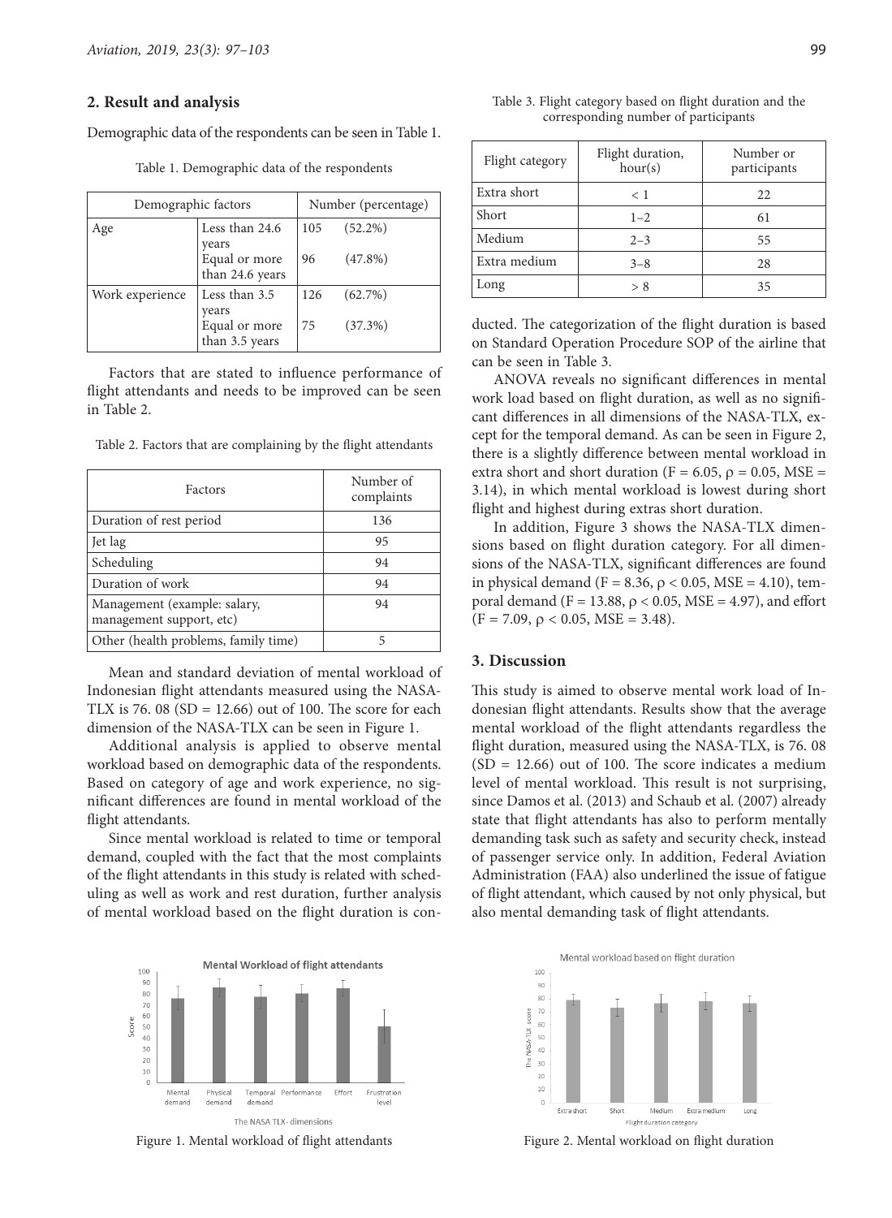## 2. Result and analysis

Demographic data of the respondents can be seen in Table 1.

Table 1. Demographic data of the respondents

| Demographic factors | | Number (percentage) |
|---|---|---|
| Age | Less than 24.6 years | 105 (52.2%) |
| | Equal or more than 24.6 years | 96 (47.8%) |
| Work experience | Less than 3.5 years | 126 (62.7%) |
| | Equal or more than 3.5 years | 75 (37.3%) |

Factors that are stated to influence performance of flight attendants and needs to be improved can be seen in Table 2.

Table 2. Factors that are complaining by the flight attendants

| Factors | Number of complaints |
|---|---|
| Duration of rest period | 136 |
| Jet lag | 95 |
| Scheduling | 94 |
| Duration of work | 94 |
| Management (example: salary, management support, etc) | 94 |
| Other (health problems, family time) | 5 |

Mean and standard deviation of mental workload of Indonesian flight attendants measured using the NASA-TLX is 76. 08 (SD = 12.66) out of 100. The score for each dimension of the NASA-TLX can be seen in Figure 1.

Additional analysis is applied to observe mental workload based on demographic data of the respondents. Based on category of age and work experience, no significant differences are found in mental workload of the flight attendants.

Since mental workload is related to time or temporal demand, coupled with the fact that the most complaints of the flight attendants in this study is related with scheduling as well as work and rest duration, further analysis of mental workload based on the flight duration is conducted. The categorization of the flight duration is based on Standard Operation Procedure SOP of the airline that can be seen in Table 3.

Table 3. Flight category based on flight duration and the corresponding number of participants

| Flight category | Flight duration, hour(s) | Number or participants |
|---|---|---|
| Extra short | < 1 | 22 |
| Short | 1–2 | 61 |
| Medium | 2–3 | 55 |
| Extra medium | 3–8 | 28 |
| Long | > 8 | 35 |

ANOVA reveals no significant differences in mental work load based on flight duration, as well as no significant differences in all dimensions of the NASA-TLX, except for the temporal demand. As can be seen in Figure 2, there is a slightly difference between mental workload in extra short and short duration ($F = 6.05$, $\rho = 0.05$, $MSE = 3.14$), in which mental workload is lowest during short flight and highest during extras short duration.

In addition, Figure 3 shows the NASA-TLX dimensions based on flight duration category. For all dimensions of the NASA-TLX, significant differences are found in physical demand ($F = 8.36$, $\rho < 0.05$, $MSE = 4.10$), temporal demand ($F = 13.88$, $\rho < 0.05$, $MSE = 4.97$), and effort ($F = 7.09$, $\rho < 0.05$, $MSE = 3.48$).

## 3. Discussion

This study is aimed to observe mental work load of Indonesian flight attendants. Results show that the average mental workload of the flight attendants regardless the flight duration, measured using the NASA-TLX, is 76. 08 (SD = 12.66) out of 100. The score indicates a medium level of mental workload. This result is not surprising, since Damos et al. (2013) and Schaub et al. (2007) already state that flight attendants has also to perform mentally demanding task such as safety and security check, instead of passenger service only. In addition, Federal Aviation Administration (FAA) also underlined the issue of fatigue of flight attendant, which caused by not only physical, but also mental demanding task of flight attendants.

Figure 1. Mental workload of flight attendants

Figure 2. Mental workload on flight duration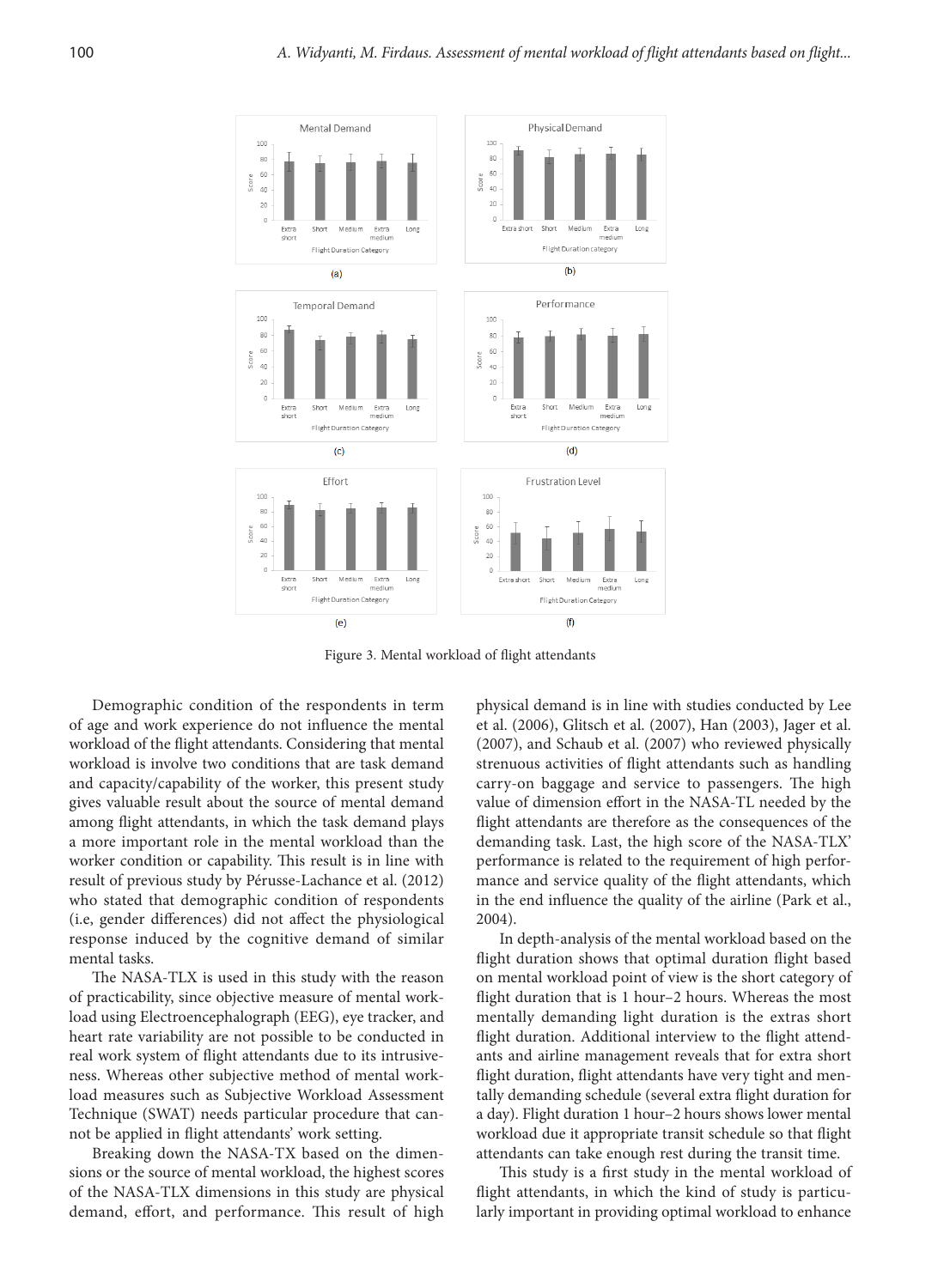Figure 3. Mental workload of flight attendants

Demographic condition of the respondents in term of age and work experience do not influence the mental workload of the flight attendants. Considering that mental workload is involve two conditions that are task demand and capacity/capability of the worker, this present study gives valuable result about the source of mental demand among flight attendants, in which the task demand plays a more important role in the mental workload than the worker condition or capability. This result is in line with result of previous study by Pérusse-Lachance et al. (2012) who stated that demographic condition of respondents (i.e, gender differences) did not affect the physiological response induced by the cognitive demand of similar mental tasks.

The NASA-TLX is used in this study with the reason of practicability, since objective measure of mental workload using Electroencephalograph (EEG), eye tracker, and heart rate variability are not possible to be conducted in real work system of flight attendants due to its intrusiveness. Whereas other subjective method of mental workload measures such as Subjective Workload Assessment Technique (SWAT) needs particular procedure that cannot be applied in flight attendants' work setting.

Breaking down the NASA-TX based on the dimensions or the source of mental workload, the highest scores of the NASA-TLX dimensions in this study are physical demand, effort, and performance. This result of high physical demand is in line with studies conducted by Lee et al. (2006), Glitsch et al. (2007), Han (2003), Jager et al. (2007), and Schaub et al. (2007) who reviewed physically strenuous activities of flight attendants such as handling carry-on baggage and service to passengers. The high value of dimension effort in the NASA-TL needed by the flight attendants are therefore as the consequences of the demanding task. Last, the high score of the NASA-TLX' performance is related to the requirement of high performance and service quality of the flight attendants, which in the end influence the quality of the airline (Park et al., 2004).

In depth-analysis of the mental workload based on the flight duration shows that optimal duration flight based on mental workload point of view is the short category of flight duration that is 1 hour–2 hours. Whereas the most mentally demanding light duration is the extras short flight duration. Additional interview to the flight attendants and airline management reveals that for extra short flight duration, flight attendants have very tight and mentally demanding schedule (several extra flight duration for a day). Flight duration 1 hour–2 hours shows lower mental workload due it appropriate transit schedule so that flight attendants can take enough rest during the transit time.

This study is a first study in the mental workload of flight attendants, in which the kind of study is particularly important in providing optimal workload to enhance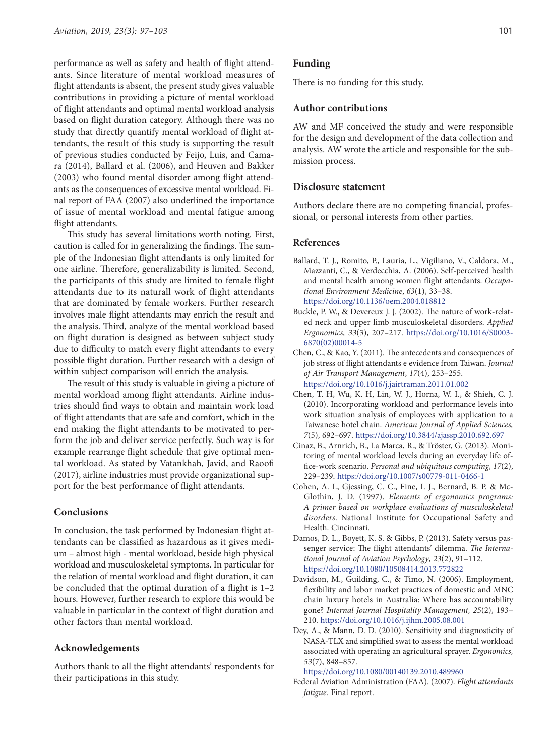performance as well as safety and health of flight attendants. Since literature of mental workload measures of flight attendants is absent, the present study gives valuable contributions in providing a picture of mental workload of flight attendants and optimal mental workload analysis based on flight duration category. Although there was no study that directly quantify mental workload of flight attendants, the result of this study is supporting the result of previous studies conducted by Feijo, Luis, and Camara (2014), Ballard et al. (2006), and Heuven and Bakker (2003) who found mental disorder among flight attendants as the consequences of excessive mental workload. Final report of FAA (2007) also underlined the importance of issue of mental workload and mental fatigue among flight attendants.

This study has several limitations worth noting. First, caution is called for in generalizing the findings. The sample of the Indonesian flight attendants is only limited for one airline. Therefore, generalizability is limited. Second, the participants of this study are limited to female flight attendants due to its naturall work of flight attendants that are dominated by female workers. Further research involves male flight attendants may enrich the result and the analysis. Third, analyze of the mental workload based on flight duration is designed as between subject study due to difficulty to match every flight attendants to every possible flight duration. Further research with a design of within subject comparison will enrich the analysis.

The result of this study is valuable in giving a picture of mental workload among flight attendants. Airline industries should find ways to obtain and maintain work load of flight attendants that are safe and comfort, which in the end making the flight attendants to be motivated to perform the job and deliver service perfectly. Such way is for example rearrange flight schedule that give optimal mental workload. As stated by Vatankhah, Javid, and Raoofi (2017), airline industries must provide organizational support for the best performance of flight attendants.

## Conclusions

In conclusion, the task performed by Indonesian flight attendants can be classified as hazardous as it gives medium – almost high - mental workload, beside high physical workload and musculoskeletal symptoms. In particular for the relation of mental workload and flight duration, it can be concluded that the optimal duration of a flight is 1–2 hours. However, further research to explore this would be valuable in particular in the context of flight duration and other factors than mental workload.

## Acknowledgements

Authors thank to all the flight attendants' respondents for their participations in this study.

## Funding

There is no funding for this study.

## Author contributions

AW and MF conceived the study and were responsible for the design and development of the data collection and analysis. AW wrote the article and responsible for the submission process.

## Disclosure statement

Authors declare there are no competing financial, professional, or personal interests from other parties.

## References

Ballard, T. J., Romito, P., Lauria, L., Vigiliano, V., Caldora, M., Mazzanti, C., & Verdecchia, A. (2006). Self-perceived health and mental health among women flight attendants. *Occupational Environment Medicine*, *63*(1), 33–38. https://doi.org/10.1136/oem.2004.018812

Buckle, P. W., & Devereux J. J. (2002). The nature of work-related neck and upper limb musculoskeletal disorders. *Applied Ergonomics, 33*(3), 207–217. https://doi.org/10.1016/S0003-6870(02)00014-5

Chen, C., & Kao, Y. (2011). The antecedents and consequences of job stress of flight attendants e evidence from Taiwan. *Journal of Air Transport Management*, *17*(4), 253–255. https://doi.org/10.1016/j.jairtraman.2011.01.002

Chen, T. H, Wu, K. H, Lin, W. J., Horna, W. I., & Shieh, C. J. (2010). Incorporating workload and performance levels into work situation analysis of employees with application to a Taiwanese hotel chain. *American Journal of Applied Sciences, 7*(5), 692–697. https://doi.org/10.3844/ajassp.2010.692.697

Cinaz, B., Arnrich, B., La Marca, R., & Tröster, G. (2013). Monitoring of mental workload levels during an everyday life office-work scenario. *Personal and ubiquitous computing*, *17*(2), 229–239. https://doi.org/10.1007/s00779-011-0466-1

Cohen, A. I., Gjessing, C. C., Fine, I. J., Bernard, B. P. & McGlothin, J. D. (1997). *Elements of ergonomics programs: A primer based on workplace evaluations of musculoskeletal disorders*. National Institute for Occupational Safety and Health. Cincinnati.

Damos, D. L., Boyett, K. S. & Gibbs, P. (2013). Safety versus passenger service: The flight attendants' dilemma. *The International Journal of Aviation Psychology*, *23*(2), 91–112. https://doi.org/10.1080/10508414.2013.772822

Davidson, M., Guilding, C., & Timo, N. (2006). Employment, flexibility and labor market practices of domestic and MNC chain luxury hotels in Australia: Where has accountability gone? *Internal Journal Hospitality Management, 25*(2), 193–210. https://doi.org/10.1016/j.ijhm.2005.08.001

Dey, A., & Mann, D. D. (2010). Sensitivity and diagnosticity of NASA-TLX and simplified swat to assess the mental workload associated with operating an agricultural sprayer. *Ergonomics, 53*(7), 848–857. https://doi.org/10.1080/00140139.2010.489960

Federal Aviation Administration (FAA). (2007). *Flight attendants fatigue.* Final report.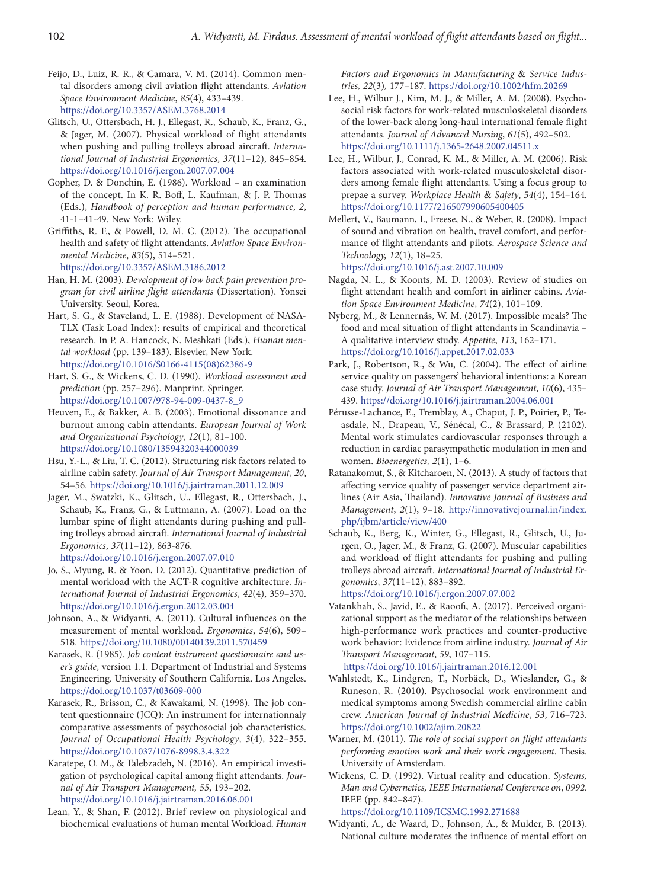Feijo, D., Luiz, R. R., & Camara, V. M. (2014). Common mental disorders among civil aviation flight attendants. *Aviation Space Environment Medicine*, *85*(4), 433–439. https://doi.org/10.3357/ASEM.3768.2014

Glitsch, U., Ottersbach, H. J., Ellegast, R., Schaub, K., Franz, G., & Jager, M. (2007). Physical workload of flight attendants when pushing and pulling trolleys abroad aircraft. *International Journal of Industrial Ergonomics*, *37*(11–12), 845–854. https://doi.org/10.1016/j.ergon.2007.07.004

Gopher, D. & Donchin, E. (1986). Workload – an examination of the concept. In K. R. Boff, L. Kaufman, & J. P. Thomas (Eds.), *Handbook of perception and human performance*, *2*, 41-1–41-49. New York: Wiley.

Griffiths, R. F., & Powell, D. M. C. (2012). The occupational health and safety of flight attendants. *Aviation Space Environmental Medicine*, *83*(5), 514–521. https://doi.org/10.3357/ASEM.3186.2012

Han, H. M. (2003). *Development of low back pain prevention program for civil airline flight attendants* (Dissertation). Yonsei University. Seoul, Korea.

Hart, S. G., & Staveland, L. E. (1988). Development of NASA-TLX (Task Load Index): results of empirical and theoretical research. In P. A. Hancock, N. Meshkati (Eds.), *Human mental workload* (pp. 139–183). Elsevier, New York. https://doi.org/10.1016/S0166-4115(08)62386-9

Hart, S. G., & Wickens, C. D. (1990). *Workload assessment and prediction* (pp. 257–296). Manprint. Springer. https://doi.org/10.1007/978-94-009-0437-8_9

Heuven, E., & Bakker, A. B. (2003). Emotional dissonance and burnout among cabin attendants. *European Journal of Work and Organizational Psychology*, *12*(1), 81–100. https://doi.org/10.1080/13594320344000039

Hsu, Y.-L., & Liu, T. C. (2012). Structuring risk factors related to airline cabin safety. *Journal of Air Transport Management*, *20*, 54–56. https://doi.org/10.1016/j.jairtraman.2011.12.009

Jager, M., Swatzki, K., Glitsch, U., Ellegast, R., Ottersbach, J., Schaub, K., Franz, G., & Luttmann, A. (2007). Load on the lumbar spine of flight attendants during pushing and pulling trolleys abroad aircraft. *International Journal of Industrial Ergonomics*, *37*(11–12), 863-876. https://doi.org/10.1016/j.ergon.2007.07.010

Jo, S., Myung, R. & Yoon, D. (2012). Quantitative prediction of mental workload with the ACT-R cognitive architecture. *International Journal of Industrial Ergonomics*, *42*(4), 359–370. https://doi.org/10.1016/j.ergon.2012.03.004

Johnson, A., & Widyanti, A. (2011). Cultural influences on the measurement of mental workload. *Ergonomics*, *54*(6), 509–518. https://doi.org/10.1080/00140139.2011.570459

Karasek, R. (1985). *Job content instrument questionnaire and user's guide*, version 1.1. Department of Industrial and Systems Engineering. University of Southern California. Los Angeles. https://doi.org/10.1037/t03609-000

Karasek, R., Brisson, C., & Kawakami, N. (1998). The job content questionnaire (JCQ): An instrument for internationnaly comparative assessments of psychosocial job characteristics. *Journal of Occupational Health Psychology*, *3*(4), 322–355. https://doi.org/10.1037/1076-8998.3.4.322

Karatepe, O. M., & Talebzadeh, N. (2016). An empirical investigation of psychological capital among flight attendants. *Journal of Air Transport Management, 55*, 193–202. https://doi.org/10.1016/j.jairtraman.2016.06.001

Lean, Y., & Shan, F. (2012). Brief review on physiological and biochemical evaluations of human mental Workload. *Human Factors and Ergonomics in Manufacturing & Service Industries, 22*(3)*,* 177–187. https://doi.org/10.1002/hfm.20269

Lee, H., Wilbur J., Kim, M. J., & Miller, A. M. (2008). Psychosocial risk factors for work-related musculoskeletal disorders of the lower-back along long-haul international female flight attendants. *Journal of Advanced Nursing*, *61*(5), 492–502. https://doi.org/10.1111/j.1365-2648.2007.04511.x

Lee, H., Wilbur, J., Conrad, K. M., & Miller, A. M. (2006). Risk factors associated with work-related musculoskeletal disorders among female flight attendants. Using a focus group to prepae a survey. *Workplace Health & Safety*, *54*(4), 154–164. https://doi.org/10.1177/216507990605400405

Mellert, V., Baumann, I., Freese, N., & Weber, R. (2008). Impact of sound and vibration on health, travel comfort, and performance of flight attendants and pilots. *Aerospace Science and Technology, 12*(1), 18–25. https://doi.org/10.1016/j.ast.2007.10.009

Nagda, N. L., & Koonts, M. D. (2003). Review of studies on flight attendant health and comfort in airliner cabins. *Aviation Space Environment Medicine*, *74*(2), 101–109.

Nyberg, M., & Lennernäs, W. M. (2017). Impossible meals? The food and meal situation of flight attendants in Scandinavia – A qualitative interview study. *Appetite*, *113*, 162–171. https://doi.org/10.1016/j.appet.2017.02.033

Park, J., Robertson, R., & Wu, C. (2004). The effect of airline service quality on passengers' behavioral intentions: a Korean case study. *Journal of Air Transport Management*, *10*(6), 435–439. https://doi.org/10.1016/j.jairtraman.2004.06.001

Pérusse-Lachance, E., Tremblay, A., Chaput, J. P., Poirier, P., Teasdale, N., Drapeau, V., Sénécal, C., & Brassard, P. (2102). Mental work stimulates cardiovascular responses through a reduction in cardiac parasympathetic modulation in men and women. *Bioenergetics, 2*(1), 1–6.

Ratanakomut, S., & Kitcharoen, N. (2013). A study of factors that affecting service quality of passenger service department airlines (Air Asia, Thailand). *Innovative Journal of Business and Management*, *2*(1), 9–18. http://innovativejournal.in/index.php/ijbm/article/view/400

Schaub, K., Berg, K., Winter, G., Ellegast, R., Glitsch, U., Jurgen, O., Jager, M., & Franz, G. (2007). Muscular capabilities and workload of flight attendants for pushing and pulling trolleys abroad aircraft. *International Journal of Industrial Ergonomics*, *37*(11–12), 883–892. https://doi.org/10.1016/j.ergon.2007.07.002

Vatankhah, S., Javid, E., & Raoofi, A. (2017). Perceived organizational support as the mediator of the relationships between high-performance work practices and counter-productive work behavior: Evidence from airline industry. *Journal of Air Transport Management*, *59*, 107–115. https://doi.org/10.1016/j.jairtraman.2016.12.001

Wahlstedt, K., Lindgren, T., Norbäck, D., Wieslander, G., & Runeson, R. (2010). Psychosocial work environment and medical symptoms among Swedish commercial airline cabin crew. *American Journal of Industrial Medicine*, *53*, 716–723. https://doi.org/10.1002/ajim.20822

Warner, M. (2011). *The role of social support on flight attendants performing emotion work and their work engagement*. Thesis. University of Amsterdam.

Wickens, C. D. (1992). Virtual reality and education. *Systems, Man and Cybernetics, IEEE International Conference on*, *0992*. IEEE (pp. 842–847). https://doi.org/10.1109/ICSMC.1992.271688

Widyanti, A., de Waard, D., Johnson, A., & Mulder, B. (2013). National culture moderates the influence of mental effort on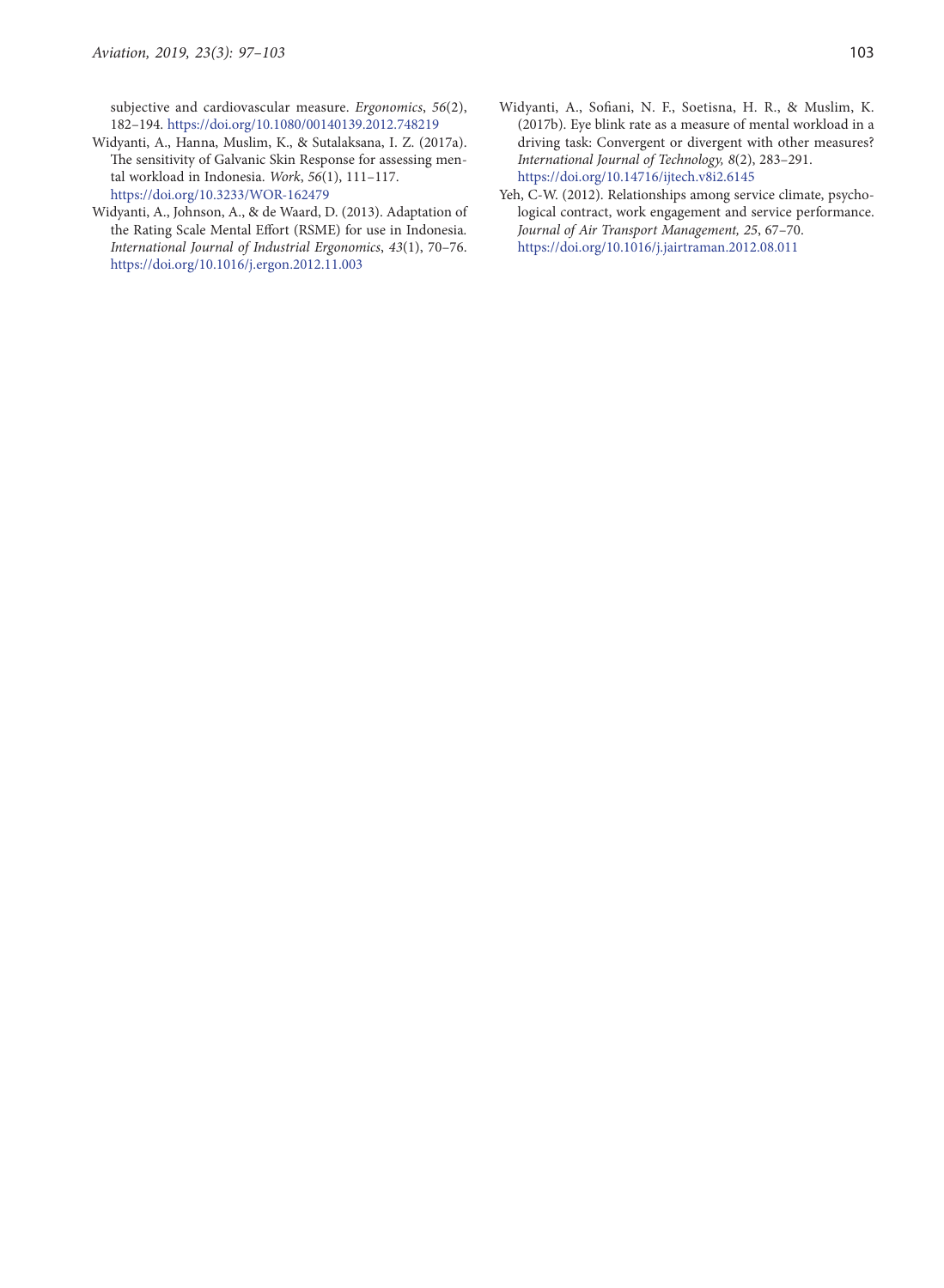subjective and cardiovascular measure. *Ergonomics*, *56*(2), 182–194. https://doi.org/10.1080/00140139.2012.748219

Widyanti, A., Hanna, Muslim, K., & Sutalaksana, I. Z. (2017a). The sensitivity of Galvanic Skin Response for assessing mental workload in Indonesia. *Work*, *56*(1), 111–117. https://doi.org/10.3233/WOR-162479

Widyanti, A., Johnson, A., & de Waard, D. (2013). Adaptation of the Rating Scale Mental Effort (RSME) for use in Indonesia. *International Journal of Industrial Ergonomics*, *43*(1), 70–76. https://doi.org/10.1016/j.ergon.2012.11.003

Widyanti, A., Sofiani, N. F., Soetisna, H. R., & Muslim, K. (2017b). Eye blink rate as a measure of mental workload in a driving task: Convergent or divergent with other measures? *International Journal of Technology, 8*(2), 283–291. https://doi.org/10.14716/ijtech.v8i2.6145

Yeh, C-W. (2012). Relationships among service climate, psychological contract, work engagement and service performance. *Journal of Air Transport Management, 25*, 67–70. https://doi.org/10.1016/j.jairtraman.2012.08.011